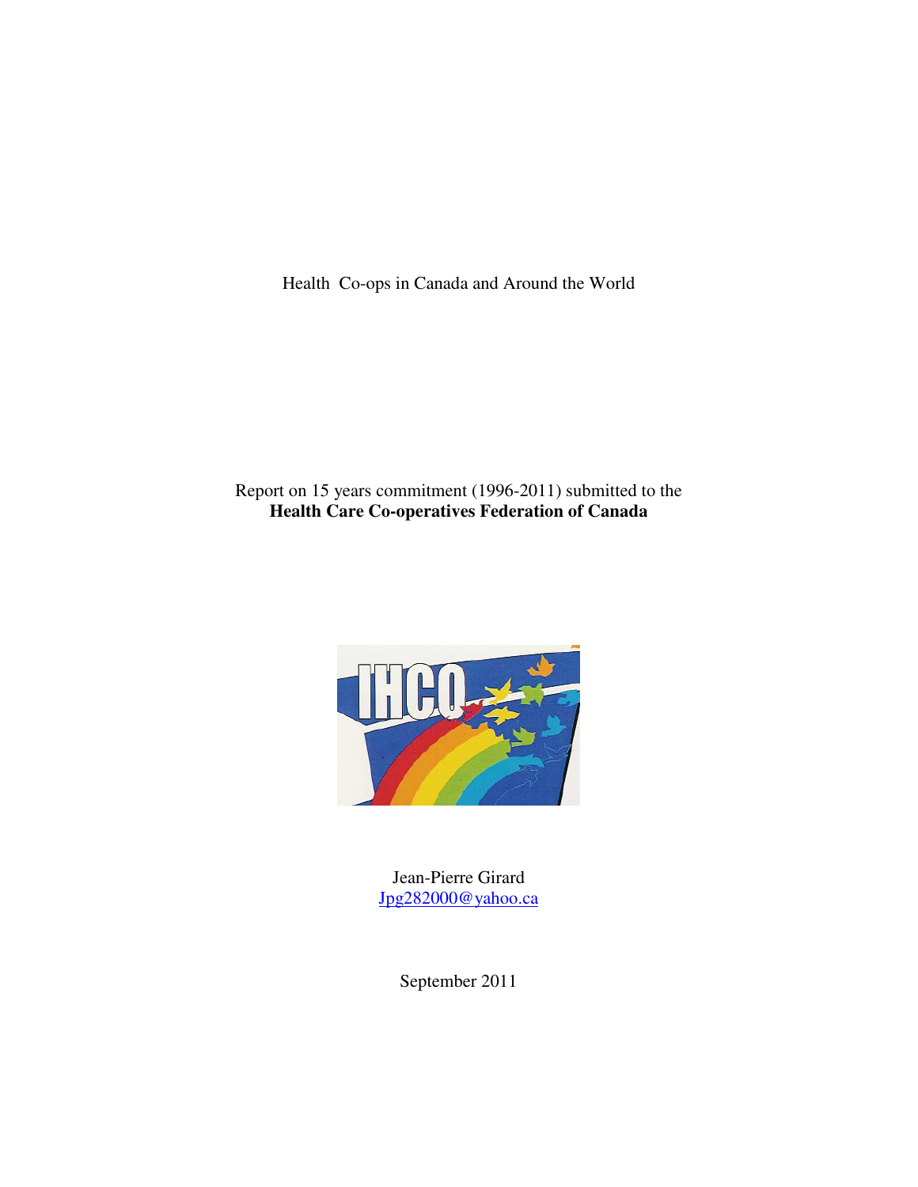Health Co-ops in Canada and Around the World

Report on 15 years commitment (1996-2011) submitted to the
**Health Care Co-operatives Federation of Canada**

Jean-Pierre Girard
Jpg282000@yahoo.ca

September 2011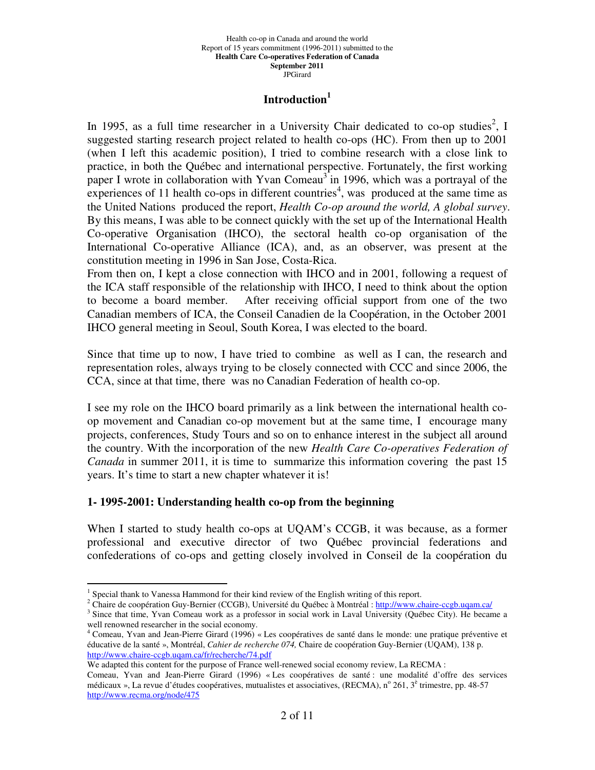## Introduction[1]

In 1995, as a full time researcher in a University Chair dedicated to co-op studies[2], I suggested starting research project related to health co-ops (HC). From then up to 2001 (when I left this academic position), I tried to combine research with a close link to practice, in both the Québec and international perspective. Fortunately, the first working paper I wrote in collaboration with Yvan Comeau[3] in 1996, which was a portrayal of the experiences of 11 health co-ops in different countries[4], was produced at the same time as the United Nations produced the report, *Health Co-op around the world, A global survey*. By this means, I was able to be connect quickly with the set up of the International Health Co-operative Organisation (IHCO), the sectoral health co-op organisation of the International Co-operative Alliance (ICA), and, as an observer, was present at the constitution meeting in 1996 in San Jose, Costa-Rica.
From then on, I kept a close connection with IHCO and in 2001, following a request of the ICA staff responsible of the relationship with IHCO, I need to think about the option to become a board member. After receiving official support from one of the two Canadian members of ICA, the Conseil Canadien de la Coopération, in the October 2001 IHCO general meeting in Seoul, South Korea, I was elected to the board.

Since that time up to now, I have tried to combine as well as I can, the research and representation roles, always trying to be closely connected with CCC and since 2006, the CCA, since at that time, there was no Canadian Federation of health co-op.

I see my role on the IHCO board primarily as a link between the international health co-op movement and Canadian co-op movement but at the same time, I encourage many projects, conferences, Study Tours and so on to enhance interest in the subject all around the country. With the incorporation of the new *Health Care Co-operatives Federation of Canada* in summer 2011, it is time to summarize this information covering the past 15 years. It's time to start a new chapter whatever it is!

### 1- 1995-2001: Understanding health co-op from the beginning

When I started to study health co-ops at UQAM's CCGB, it was because, as a former professional and executive director of two Québec provincial federations and confederations of co-ops and getting closely involved in Conseil de la coopération du

---

[1] Special thank to Vanessa Hammond for their kind review of the English writing of this report.

[2] Chaire de coopération Guy-Bernier (CCGB), Université du Québec à Montréal : http://www.chaire-ccgb.uqam.ca/

[3] Since that time, Yvan Comeau work as a professor in social work in Laval University (Québec City). He became a well renowned researcher in the social economy.

[4] Comeau, Yvan and Jean-Pierre Girard (1996) « Les coopératives de santé dans le monde: une pratique préventive et éducative de la santé », Montréal, *Cahier de recherche 074,* Chaire de coopération Guy-Bernier (UQAM), 138 p. http://www.chaire-ccgb.uqam.ca/fr/recherche/74.pdf

We adapted this content for the purpose of France well-renewed social economy review, La RECMA :
Comeau, Yvan and Jean-Pierre Girard (1996) « Les coopératives de santé : une modalité d'offre des services médicaux », La revue d'études coopératives, mutualistes et associatives, (RECMA), n° 261, 3è trimestre, pp. 48-57 http://www.recma.org/node/475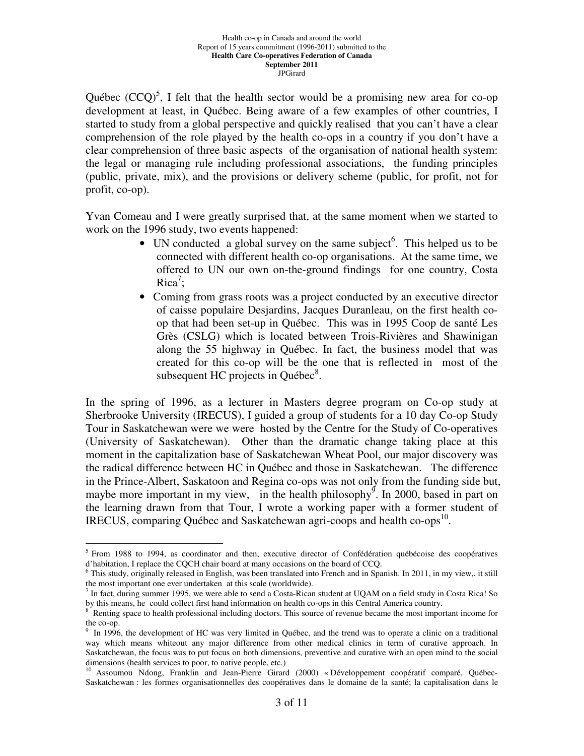Québec (CCQ)[5], I felt that the health sector would be a promising new area for co-op development at least, in Québec. Being aware of a few examples of other countries, I started to study from a global perspective and quickly realised that you can't have a clear comprehension of the role played by the health co-ops in a country if you don't have a clear comprehension of three basic aspects of the organisation of national health system: the legal or managing rule including professional associations, the funding principles (public, private, mix), and the provisions or delivery scheme (public, for profit, not for profit, co-op).

Yvan Comeau and I were greatly surprised that, at the same moment when we started to work on the 1996 study, two events happened:

- UN conducted a global survey on the same subject[6]. This helped us to be connected with different health co-op organisations. At the same time, we offered to UN our own on-the-ground findings for one country, Costa Rica[7];
- Coming from grass roots was a project conducted by an executive director of caisse populaire Desjardins, Jacques Duranleau, on the first health co-op that had been set-up in Québec. This was in 1995 Coop de santé Les Grès (CSLG) which is located between Trois-Rivières and Shawinigan along the 55 highway in Québec. In fact, the business model that was created for this co-op will be the one that is reflected in most of the subsequent HC projects in Québec[8].

In the spring of 1996, as a lecturer in Masters degree program on Co-op study at Sherbrooke University (IRECUS), I guided a group of students for a 10 day Co-op Study Tour in Saskatchewan were we were hosted by the Centre for the Study of Co-operatives (University of Saskatchewan). Other than the dramatic change taking place at this moment in the capitalization base of Saskatchewan Wheat Pool, our major discovery was the radical difference between HC in Québec and those in Saskatchewan. The difference in the Prince-Albert, Saskatoon and Regina co-ops was not only from the funding side but, maybe more important in my view, in the health philosophy[9]. In 2000, based in part on the learning drawn from that Tour, I wrote a working paper with a former student of IRECUS, comparing Québec and Saskatchewan agri-coops and health co-ops[10].

---

[5] From 1988 to 1994, as coordinator and then, executive director of Confédération québécoise des coopératives d'habitation, I replace the CQCH chair board at many occasions on the board of CCQ.

[6] This study, originally released in English, was been translated into French and in Spanish. In 2011, in my view,. it still the most important one ever undertaken at this scale (worldwide).

[7] In fact, during summer 1995, we were able to send a Costa-Rican student at UQAM on a field study in Costa Rica! So by this means, he could collect first hand information on health co-ops in this Central America country.

[8] Renting space to health professional including doctors. This source of revenue became the most important income for the co-op.

[9] In 1996, the development of HC was very limited in Québec, and the trend was to operate a clinic on a traditional way which means whiteout any major difference from other medical clinics in term of curative approach. In Saskatchewan, the focus was to put focus on both dimensions, preventive and curative with an open mind to the social dimensions (health services to poor, to native people, etc.)

[10] Assoumou Ndong, Franklin and Jean-Pierre Girard (2000) « Développement coopératif comparé, Québec-Saskatchewan : les formes organisationnelles des coopératives dans le domaine de la santé; la capitalisation dans le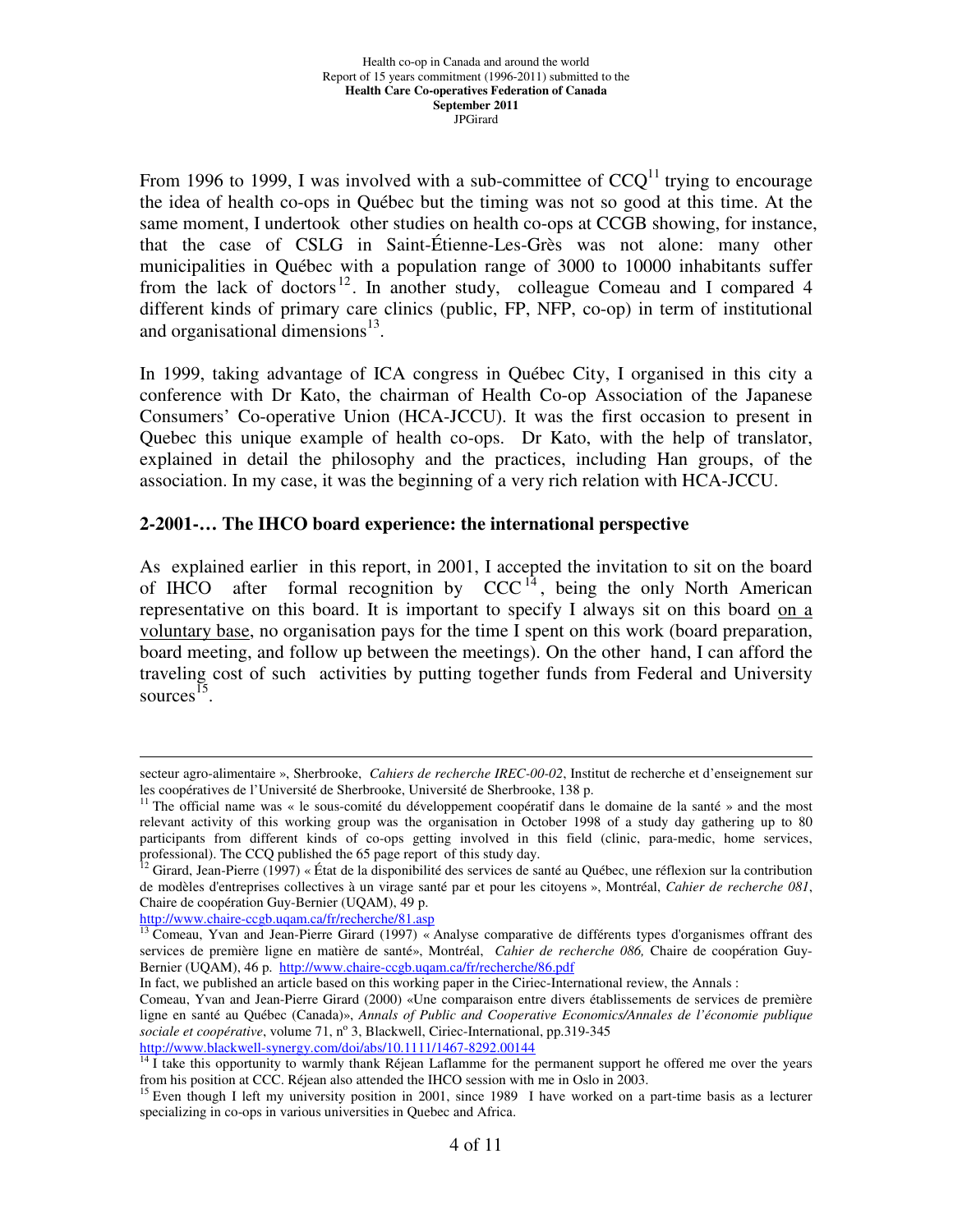From 1996 to 1999, I was involved with a sub-committee of CCQ[11] trying to encourage the idea of health co-ops in Québec but the timing was not so good at this time. At the same moment, I undertook other studies on health co-ops at CCGB showing, for instance, that the case of CSLG in Saint-Étienne-Les-Grès was not alone: many other municipalities in Québec with a population range of 3000 to 10000 inhabitants suffer from the lack of doctors[12]. In another study, colleague Comeau and I compared 4 different kinds of primary care clinics (public, FP, NFP, co-op) in term of institutional and organisational dimensions[13].

In 1999, taking advantage of ICA congress in Québec City, I organised in this city a conference with Dr Kato, the chairman of Health Co-op Association of the Japanese Consumers' Co-operative Union (HCA-JCCU). It was the first occasion to present in Quebec this unique example of health co-ops. Dr Kato, with the help of translator, explained in detail the philosophy and the practices, including Han groups, of the association. In my case, it was the beginning of a very rich relation with HCA-JCCU.

## 2-2001-… The IHCO board experience: the international perspective

As explained earlier in this report, in 2001, I accepted the invitation to sit on the board of IHCO after formal recognition by CCC[14], being the only North American representative on this board. It is important to specify I always sit on this board on a voluntary base, no organisation pays for the time I spent on this work (board preparation, board meeting, and follow up between the meetings). On the other hand, I can afford the traveling cost of such activities by putting together funds from Federal and University sources[15].

---

secteur agro-alimentaire », Sherbrooke, *Cahiers de recherche IREC-00-02*, Institut de recherche et d'enseignement sur les coopératives de l'Université de Sherbrooke, Université de Sherbrooke, 138 p.

[11] The official name was « le sous-comité du développement coopératif dans le domaine de la santé » and the most relevant activity of this working group was the organisation in October 1998 of a study day gathering up to 80 participants from different kinds of co-ops getting involved in this field (clinic, para-medic, home services, professional). The CCQ published the 65 page report of this study day.

[12] Girard, Jean-Pierre (1997) « État de la disponibilité des services de santé au Québec, une réflexion sur la contribution de modèles d'entreprises collectives à un virage santé par et pour les citoyens », Montréal, *Cahier de recherche 081*, Chaire de coopération Guy-Bernier (UQAM), 49 p.
http://www.chaire-ccgb.uqam.ca/fr/recherche/81.asp

[13] Comeau, Yvan and Jean-Pierre Girard (1997) « Analyse comparative de différents types d'organismes offrant des services de première ligne en matière de santé», Montréal, *Cahier de recherche 086,* Chaire de coopération Guy-Bernier (UQAM), 46 p. http://www.chaire-ccgb.uqam.ca/fr/recherche/86.pdf
In fact, we published an article based on this working paper in the Ciriec-International review, the Annals :
Comeau, Yvan and Jean-Pierre Girard (2000) «Une comparaison entre divers établissements de services de première ligne en santé au Québec (Canada)», *Annals of Public and Cooperative Economics/Annales de l'économie publique sociale et coopérative*, volume 71, nº 3, Blackwell, Ciriec-International, pp.319-345
http://www.blackwell-synergy.com/doi/abs/10.1111/1467-8292.00144

[14] I take this opportunity to warmly thank Réjean Laflamme for the permanent support he offered me over the years from his position at CCC. Réjean also attended the IHCO session with me in Oslo in 2003.

[15] Even though I left my university position in 2001, since 1989 I have worked on a part-time basis as a lecturer specializing in co-ops in various universities in Quebec and Africa.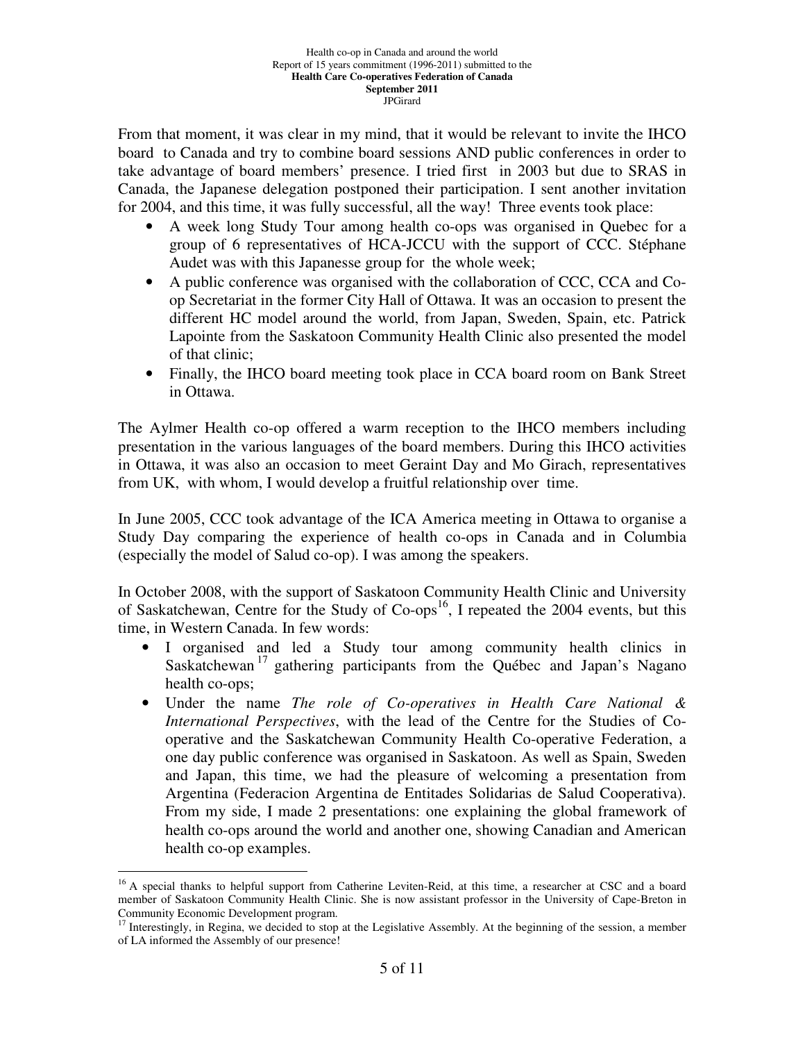From that moment, it was clear in my mind, that it would be relevant to invite the IHCO board to Canada and try to combine board sessions AND public conferences in order to take advantage of board members' presence. I tried first in 2003 but due to SRAS in Canada, the Japanese delegation postponed their participation. I sent another invitation for 2004, and this time, it was fully successful, all the way! Three events took place:

- A week long Study Tour among health co-ops was organised in Quebec for a group of 6 representatives of HCA-JCCU with the support of CCC. Stéphane Audet was with this Japanesse group for the whole week;
- A public conference was organised with the collaboration of CCC, CCA and Co-op Secretariat in the former City Hall of Ottawa. It was an occasion to present the different HC model around the world, from Japan, Sweden, Spain, etc. Patrick Lapointe from the Saskatoon Community Health Clinic also presented the model of that clinic;
- Finally, the IHCO board meeting took place in CCA board room on Bank Street in Ottawa.

The Aylmer Health co-op offered a warm reception to the IHCO members including presentation in the various languages of the board members. During this IHCO activities in Ottawa, it was also an occasion to meet Geraint Day and Mo Girach, representatives from UK, with whom, I would develop a fruitful relationship over time.

In June 2005, CCC took advantage of the ICA America meeting in Ottawa to organise a Study Day comparing the experience of health co-ops in Canada and in Columbia (especially the model of Salud co-op). I was among the speakers.

In October 2008, with the support of Saskatoon Community Health Clinic and University of Saskatchewan, Centre for the Study of Co-ops[16], I repeated the 2004 events, but this time, in Western Canada. In few words:

- I organised and led a Study tour among community health clinics in Saskatchewan[17] gathering participants from the Québec and Japan's Nagano health co-ops;
- Under the name *The role of Co-operatives in Health Care National & International Perspectives*, with the lead of the Centre for the Studies of Co-operative and the Saskatchewan Community Health Co-operative Federation, a one day public conference was organised in Saskatoon. As well as Spain, Sweden and Japan, this time, we had the pleasure of welcoming a presentation from Argentina (Federacion Argentina de Entitades Solidarias de Salud Cooperativa). From my side, I made 2 presentations: one explaining the global framework of health co-ops around the world and another one, showing Canadian and American health co-op examples.

---

[16] A special thanks to helpful support from Catherine Leviten-Reid, at this time, a researcher at CSC and a board member of Saskatoon Community Health Clinic. She is now assistant professor in the University of Cape-Breton in Community Economic Development program.

[17] Interestingly, in Regina, we decided to stop at the Legislative Assembly. At the beginning of the session, a member of LA informed the Assembly of our presence!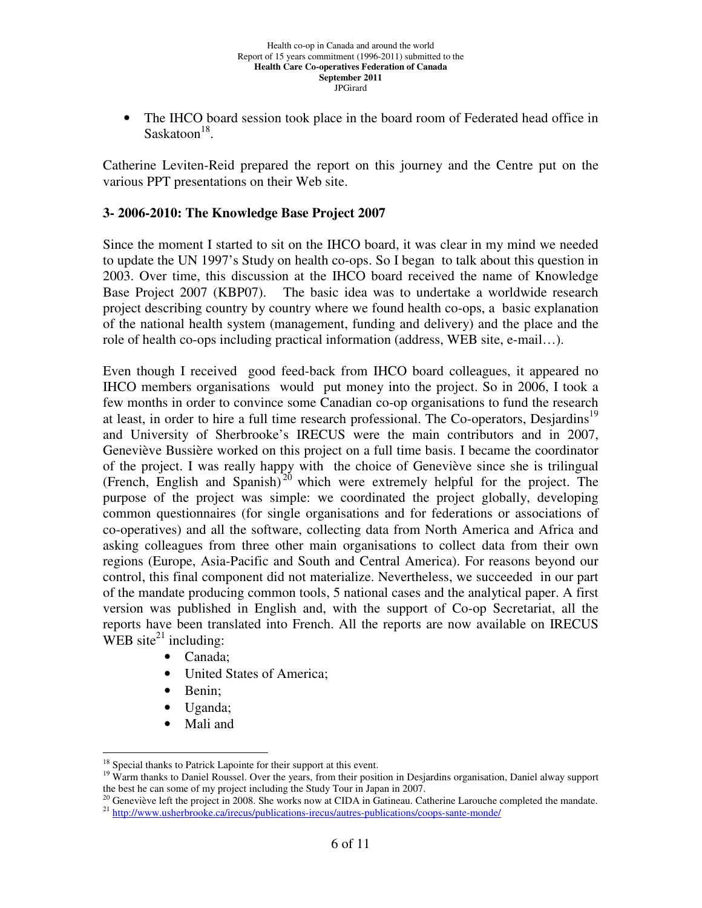- The IHCO board session took place in the board room of Federated head office in Saskatoon[18].

Catherine Leviten-Reid prepared the report on this journey and the Centre put on the various PPT presentations on their Web site.

### 3- 2006-2010: The Knowledge Base Project 2007

Since the moment I started to sit on the IHCO board, it was clear in my mind we needed to update the UN 1997's Study on health co-ops. So I began to talk about this question in 2003. Over time, this discussion at the IHCO board received the name of Knowledge Base Project 2007 (KBP07). The basic idea was to undertake a worldwide research project describing country by country where we found health co-ops, a basic explanation of the national health system (management, funding and delivery) and the place and the role of health co-ops including practical information (address, WEB site, e-mail…).

Even though I received good feed-back from IHCO board colleagues, it appeared no IHCO members organisations would put money into the project. So in 2006, I took a few months in order to convince some Canadian co-op organisations to fund the research at least, in order to hire a full time research professional. The Co-operators, Desjardins[19] and University of Sherbrooke's IRECUS were the main contributors and in 2007, Geneviève Bussière worked on this project on a full time basis. I became the coordinator of the project. I was really happy with the choice of Geneviève since she is trilingual (French, English and Spanish)[20] which were extremely helpful for the project. The purpose of the project was simple: we coordinated the project globally, developing common questionnaires (for single organisations and for federations or associations of co-operatives) and all the software, collecting data from North America and Africa and asking colleagues from three other main organisations to collect data from their own regions (Europe, Asia-Pacific and South and Central America). For reasons beyond our control, this final component did not materialize. Nevertheless, we succeeded in our part of the mandate producing common tools, 5 national cases and the analytical paper. A first version was published in English and, with the support of Co-op Secretariat, all the reports have been translated into French. All the reports are now available on IRECUS WEB site[21] including:

- Canada;
- United States of America;
- Benin;
- Uganda;
- Mali and

---

[18] Special thanks to Patrick Lapointe for their support at this event.

[19] Warm thanks to Daniel Roussel. Over the years, from their position in Desjardins organisation, Daniel alway support the best he can some of my project including the Study Tour in Japan in 2007.

[20] Geneviève left the project in 2008. She works now at CIDA in Gatineau. Catherine Larouche completed the mandate.

[21] http://www.usherbrooke.ca/irecus/publications-irecus/autres-publications/coops-sante-monde/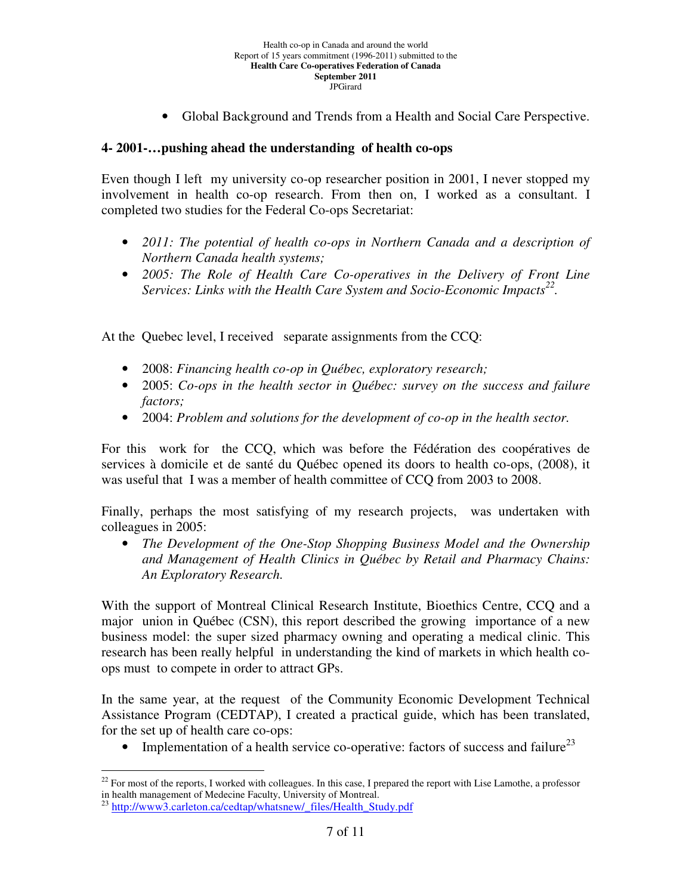- Global Background and Trends from a Health and Social Care Perspective.

**4- 2001-…pushing ahead the understanding of health co-ops**

Even though I left my university co-op researcher position in 2001, I never stopped my involvement in health co-op research. From then on, I worked as a consultant. I completed two studies for the Federal Co-ops Secretariat:

- *2011: The potential of health co-ops in Northern Canada and a description of Northern Canada health systems;*
- *2005: The Role of Health Care Co-operatives in the Delivery of Front Line Services: Links with the Health Care System and Socio-Economic Impacts*[22].

At the Quebec level, I received separate assignments from the CCQ:

- 2008: *Financing health co-op in Québec, exploratory research;*
- 2005: *Co-ops in the health sector in Québec: survey on the success and failure factors;*
- 2004: *Problem and solutions for the development of co-op in the health sector.*

For this work for the CCQ, which was before the Fédération des coopératives de services à domicile et de santé du Québec opened its doors to health co-ops, (2008), it was useful that I was a member of health committee of CCQ from 2003 to 2008.

Finally, perhaps the most satisfying of my research projects, was undertaken with colleagues in 2005:

- *The Development of the One-Stop Shopping Business Model and the Ownership and Management of Health Clinics in Québec by Retail and Pharmacy Chains: An Exploratory Research.*

With the support of Montreal Clinical Research Institute, Bioethics Centre, CCQ and a major union in Québec (CSN), this report described the growing importance of a new business model: the super sized pharmacy owning and operating a medical clinic. This research has been really helpful in understanding the kind of markets in which health co-ops must to compete in order to attract GPs.

In the same year, at the request of the Community Economic Development Technical Assistance Program (CEDTAP), I created a practical guide, which has been translated, for the set up of health care co-ops:

- Implementation of a health service co-operative: factors of success and failure[23]

---

[22] For most of the reports, I worked with colleagues. In this case, I prepared the report with Lise Lamothe, a professor in health management of Medecine Faculty, University of Montreal.

[23] http://www3.carleton.ca/cedtap/whatsnew/_files/Health_Study.pdf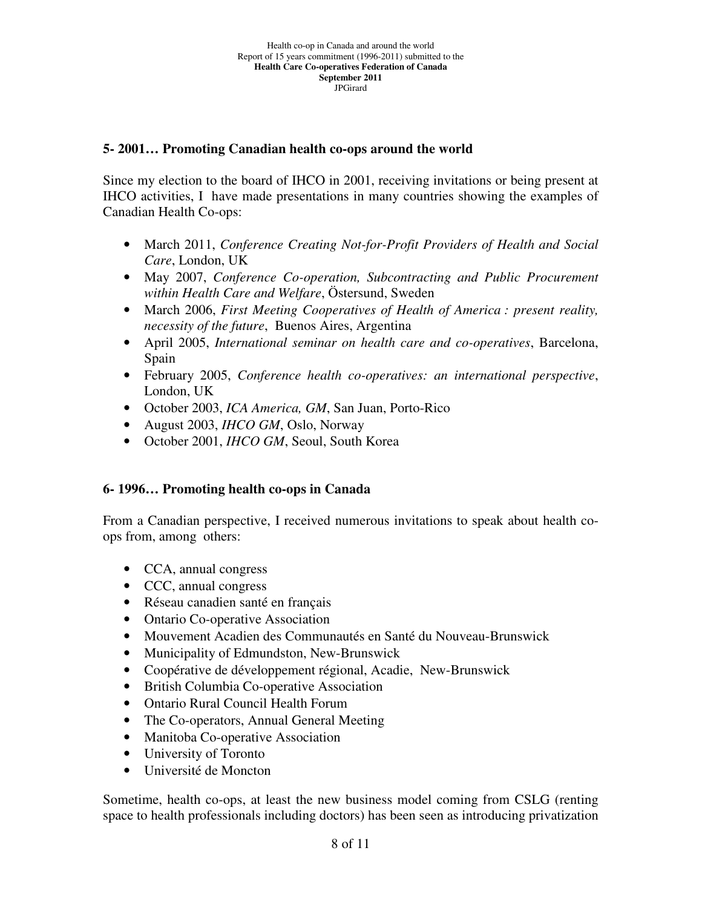### 5- 2001… Promoting Canadian health co-ops around the world

Since my election to the board of IHCO in 2001, receiving invitations or being present at IHCO activities, I have made presentations in many countries showing the examples of Canadian Health Co-ops:

- March 2011, *Conference Creating Not-for-Profit Providers of Health and Social Care*, London, UK
- May 2007, *Conference Co-operation, Subcontracting and Public Procurement within Health Care and Welfare*, Östersund, Sweden
- March 2006, *First Meeting Cooperatives of Health of America : present reality, necessity of the future*, Buenos Aires, Argentina
- April 2005, *International seminar on health care and co-operatives*, Barcelona, Spain
- February 2005, *Conference health co-operatives: an international perspective*, London, UK
- October 2003, *ICA America, GM*, San Juan, Porto-Rico
- August 2003, *IHCO GM*, Oslo, Norway
- October 2001, *IHCO GM*, Seoul, South Korea

### 6- 1996… Promoting health co-ops in Canada

From a Canadian perspective, I received numerous invitations to speak about health co-ops from, among others:

- CCA, annual congress
- CCC, annual congress
- Réseau canadien santé en français
- Ontario Co-operative Association
- Mouvement Acadien des Communautés en Santé du Nouveau-Brunswick
- Municipality of Edmundston, New-Brunswick
- Coopérative de développement régional, Acadie, New-Brunswick
- British Columbia Co-operative Association
- Ontario Rural Council Health Forum
- The Co-operators, Annual General Meeting
- Manitoba Co-operative Association
- University of Toronto
- Université de Moncton

Sometime, health co-ops, at least the new business model coming from CSLG (renting space to health professionals including doctors) has been seen as introducing privatization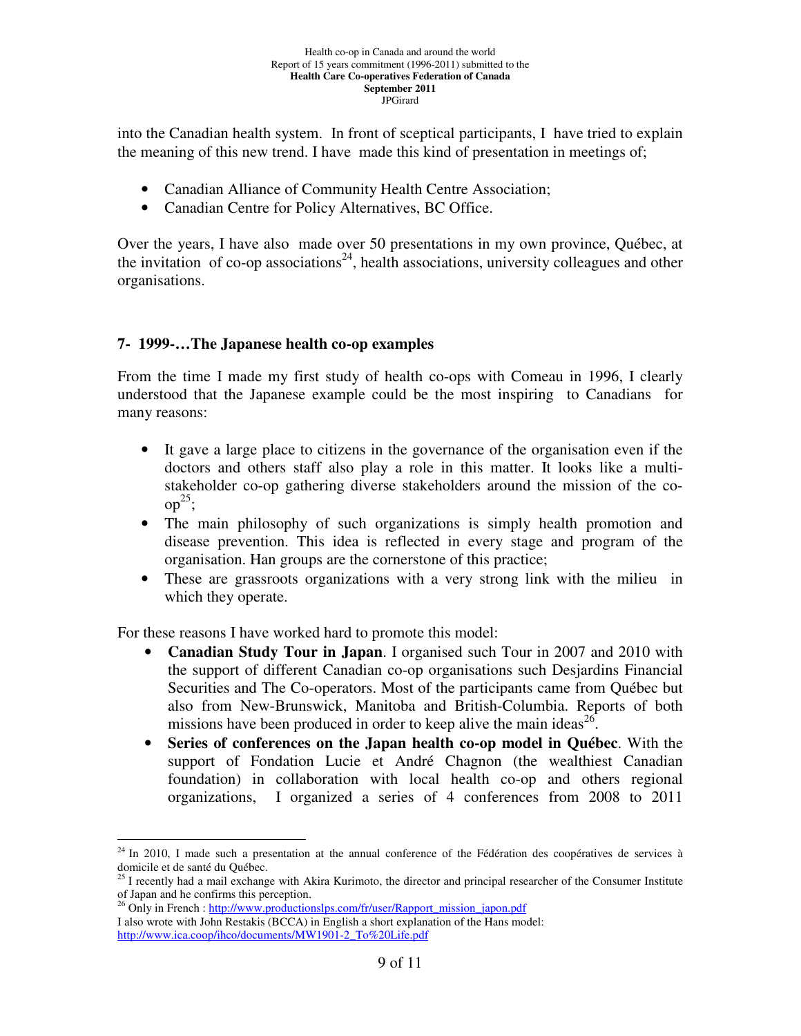into the Canadian health system. In front of sceptical participants, I have tried to explain the meaning of this new trend. I have made this kind of presentation in meetings of;

- Canadian Alliance of Community Health Centre Association;
- Canadian Centre for Policy Alternatives, BC Office.

Over the years, I have also made over 50 presentations in my own province, Québec, at the invitation of co-op associations[24], health associations, university colleagues and other organisations.

## 7- 1999-…The Japanese health co-op examples

From the time I made my first study of health co-ops with Comeau in 1996, I clearly understood that the Japanese example could be the most inspiring to Canadians for many reasons:

- It gave a large place to citizens in the governance of the organisation even if the doctors and others staff also play a role in this matter. It looks like a multi-stakeholder co-op gathering diverse stakeholders around the mission of the co-op[25];
- The main philosophy of such organizations is simply health promotion and disease prevention. This idea is reflected in every stage and program of the organisation. Han groups are the cornerstone of this practice;
- These are grassroots organizations with a very strong link with the milieu in which they operate.

For these reasons I have worked hard to promote this model:

- **Canadian Study Tour in Japan**. I organised such Tour in 2007 and 2010 with the support of different Canadian co-op organisations such Desjardins Financial Securities and The Co-operators. Most of the participants came from Québec but also from New-Brunswick, Manitoba and British-Columbia. Reports of both missions have been produced in order to keep alive the main ideas[26].
- **Series of conferences on the Japan health co-op model in Québec**. With the support of Fondation Lucie et André Chagnon (the wealthiest Canadian foundation) in collaboration with local health co-op and others regional organizations, I organized a series of 4 conferences from 2008 to 2011

---

[24] In 2010, I made such a presentation at the annual conference of the Fédération des coopératives de services à domicile et de santé du Québec.

[25] I recently had a mail exchange with Akira Kurimoto, the director and principal researcher of the Consumer Institute of Japan and he confirms this perception.

[26] Only in French : http://www.productionslps.com/fr/user/Rapport_mission_japon.pdf
I also wrote with John Restakis (BCCA) in English a short explanation of the Hans model: http://www.ica.coop/ihco/documents/MW1901-2_To%20Life.pdf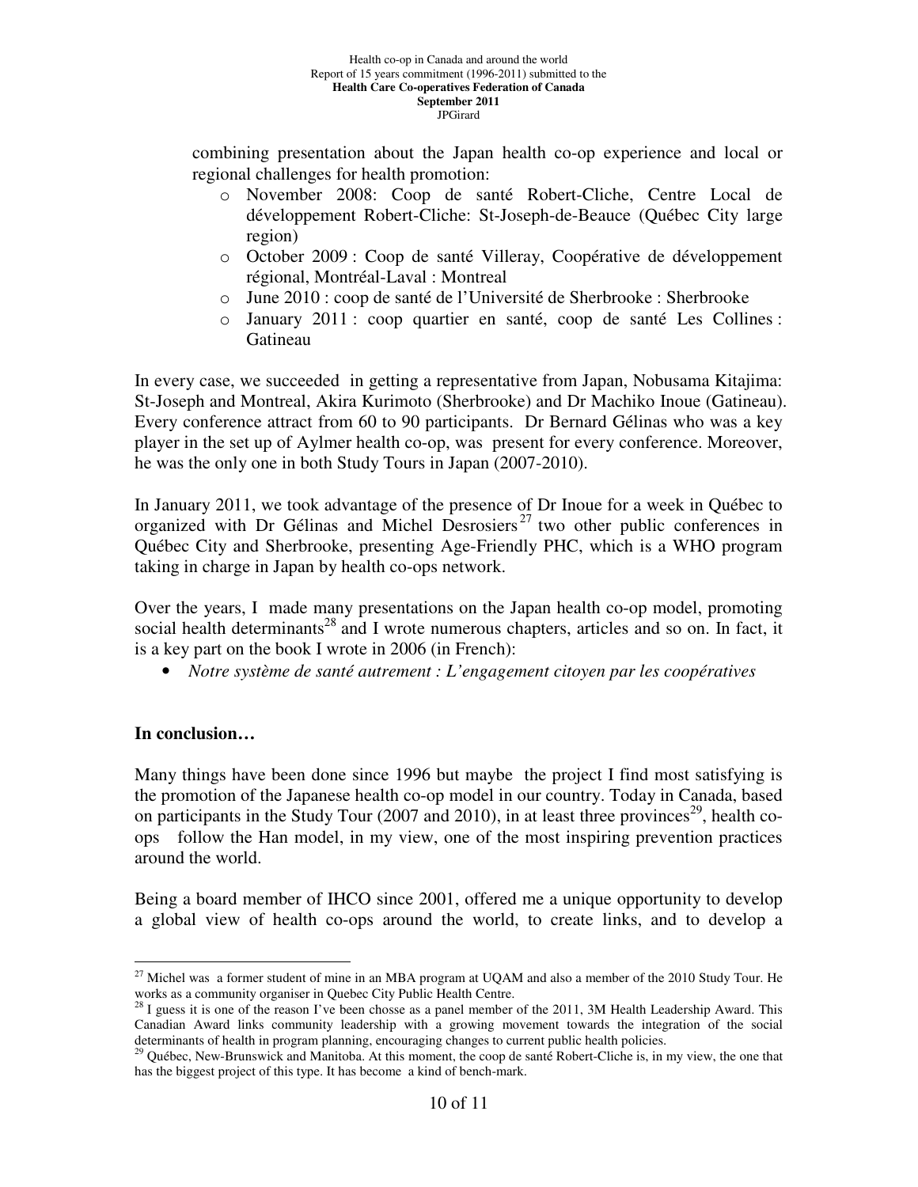combining presentation about the Japan health co-op experience and local or regional challenges for health promotion:

- November 2008: Coop de santé Robert-Cliche, Centre Local de développement Robert-Cliche: St-Joseph-de-Beauce (Québec City large region)
- October 2009 : Coop de santé Villeray, Coopérative de développement régional, Montréal-Laval : Montreal
- June 2010 : coop de santé de l'Université de Sherbrooke : Sherbrooke
- January 2011 : coop quartier en santé, coop de santé Les Collines : Gatineau

In every case, we succeeded in getting a representative from Japan, Nobusama Kitajima: St-Joseph and Montreal, Akira Kurimoto (Sherbrooke) and Dr Machiko Inoue (Gatineau). Every conference attract from 60 to 90 participants. Dr Bernard Gélinas who was a key player in the set up of Aylmer health co-op, was present for every conference. Moreover, he was the only one in both Study Tours in Japan (2007-2010).

In January 2011, we took advantage of the presence of Dr Inoue for a week in Québec to organized with Dr Gélinas and Michel Desrosiers[27] two other public conferences in Québec City and Sherbrooke, presenting Age-Friendly PHC, which is a WHO program taking in charge in Japan by health co-ops network.

Over the years, I made many presentations on the Japan health co-op model, promoting social health determinants[28] and I wrote numerous chapters, articles and so on. In fact, it is a key part on the book I wrote in 2006 (in French):

- *Notre système de santé autrement : L'engagement citoyen par les coopératives*

**In conclusion…**

Many things have been done since 1996 but maybe the project I find most satisfying is the promotion of the Japanese health co-op model in our country. Today in Canada, based on participants in the Study Tour (2007 and 2010), in at least three provinces[29], health co-ops follow the Han model, in my view, one of the most inspiring prevention practices around the world.

Being a board member of IHCO since 2001, offered me a unique opportunity to develop a global view of health co-ops around the world, to create links, and to develop a

---

[27] Michel was a former student of mine in an MBA program at UQAM and also a member of the 2010 Study Tour. He works as a community organiser in Quebec City Public Health Centre.

[28] I guess it is one of the reason I've been chosse as a panel member of the 2011, 3M Health Leadership Award. This Canadian Award links community leadership with a growing movement towards the integration of the social determinants of health in program planning, encouraging changes to current public health policies.

[29] Québec, New-Brunswick and Manitoba. At this moment, the coop de santé Robert-Cliche is, in my view, the one that has the biggest project of this type. It has become a kind of bench-mark.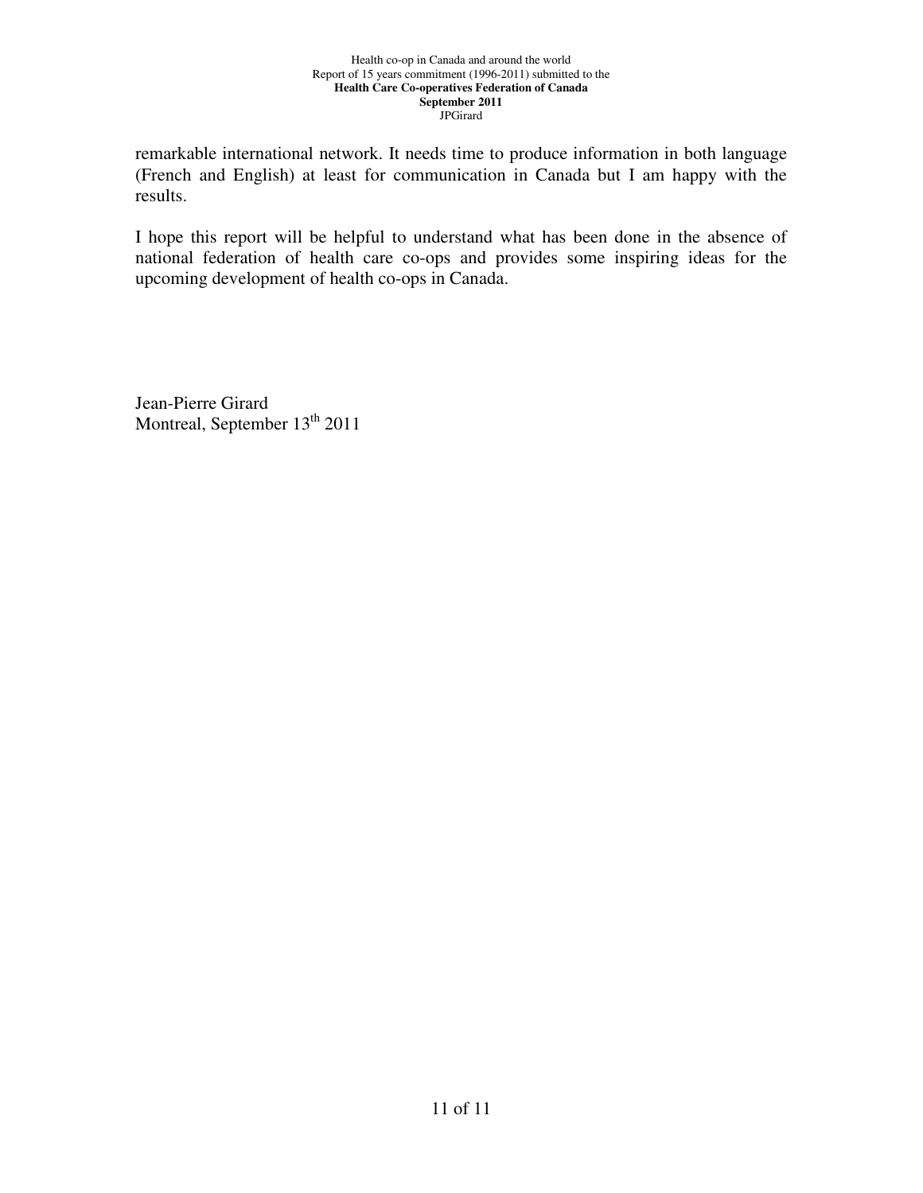remarkable international network. It needs time to produce information in both language (French and English) at least for communication in Canada but I am happy with the results.

I hope this report will be helpful to understand what has been done in the absence of national federation of health care co-ops and provides some inspiring ideas for the upcoming development of health co-ops in Canada.

Jean-Pierre Girard
Montreal, September 13th 2011